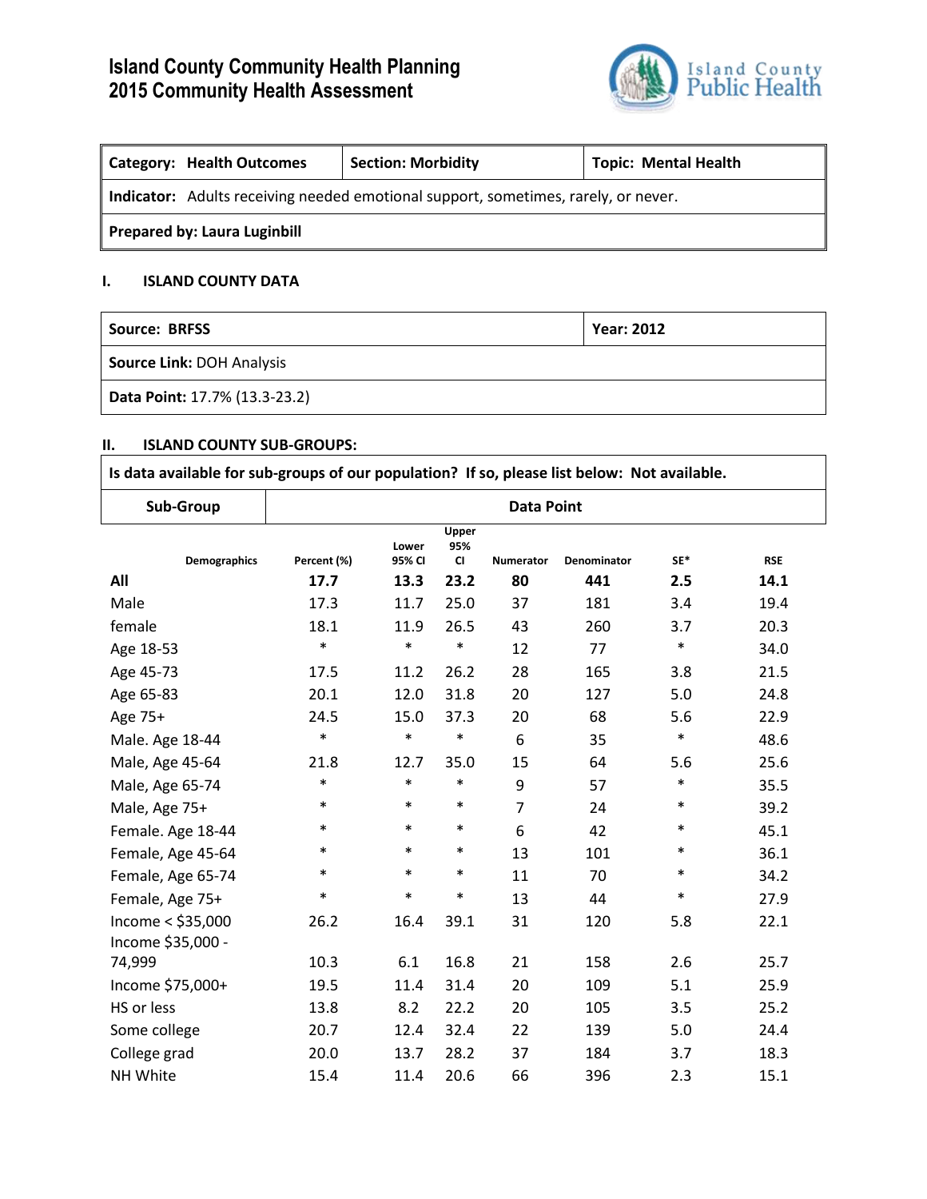# Island County Community Health Planning
# 2015 Community Health Assessment

| **Category: Health Outcomes** | **Section: Morbidity** | **Topic: Mental Health** |
|---|---|---|
| **Indicator:** Adults receiving needed emotional support, sometimes, rarely, or never. | | |
| **Prepared by: Laura Luginbill** | | |

## I. ISLAND COUNTY DATA

| **Source: BRFSS** | **Year: 2012** |
|---|---|
| **Source Link:** DOH Analysis | |
| **Data Point:** 17.7% (13.3-23.2) | |

## II. ISLAND COUNTY SUB-GROUPS:

**Is data available for sub-groups of our population? If so, please list below: Not available.**

| Sub-Group | Data Point |
|---|---|

| Demographics | Percent (%) | Lower 95% CI | Upper 95% CI | Numerator | Denominator | SE* | RSE |
|---|---|---|---|---|---|---|---|
| **All** | **17.7** | **13.3** | **23.2** | **80** | **441** | **2.5** | **14.1** |
| Male | 17.3 | 11.7 | 25.0 | 37 | 181 | 3.4 | 19.4 |
| female | 18.1 | 11.9 | 26.5 | 43 | 260 | 3.7 | 20.3 |
| Age 18-53 | * | * | * | 12 | 77 | * | 34.0 |
| Age 45-73 | 17.5 | 11.2 | 26.2 | 28 | 165 | 3.8 | 21.5 |
| Age 65-83 | 20.1 | 12.0 | 31.8 | 20 | 127 | 5.0 | 24.8 |
| Age 75+ | 24.5 | 15.0 | 37.3 | 20 | 68 | 5.6 | 22.9 |
| Male. Age 18-44 | * | * | * | 6 | 35 | * | 48.6 |
| Male, Age 45-64 | 21.8 | 12.7 | 35.0 | 15 | 64 | 5.6 | 25.6 |
| Male, Age 65-74 | * | * | * | 9 | 57 | * | 35.5 |
| Male, Age 75+ | * | * | * | 7 | 24 | * | 39.2 |
| Female. Age 18-44 | * | * | * | 6 | 42 | * | 45.1 |
| Female, Age 45-64 | * | * | * | 13 | 101 | * | 36.1 |
| Female, Age 65-74 | * | * | * | 11 | 70 | * | 34.2 |
| Female, Age 75+ | * | * | * | 13 | 44 | * | 27.9 |
| Income < $35,000 | 26.2 | 16.4 | 39.1 | 31 | 120 | 5.8 | 22.1 |
| Income $35,000 - 74,999 | 10.3 | 6.1 | 16.8 | 21 | 158 | 2.6 | 25.7 |
| Income $75,000+ | 19.5 | 11.4 | 31.4 | 20 | 109 | 5.1 | 25.9 |
| HS or less | 13.8 | 8.2 | 22.2 | 20 | 105 | 3.5 | 25.2 |
| Some college | 20.7 | 12.4 | 32.4 | 22 | 139 | 5.0 | 24.4 |
| College grad | 20.0 | 13.7 | 28.2 | 37 | 184 | 3.7 | 18.3 |
| NH White | 15.4 | 11.4 | 20.6 | 66 | 396 | 2.3 | 15.1 |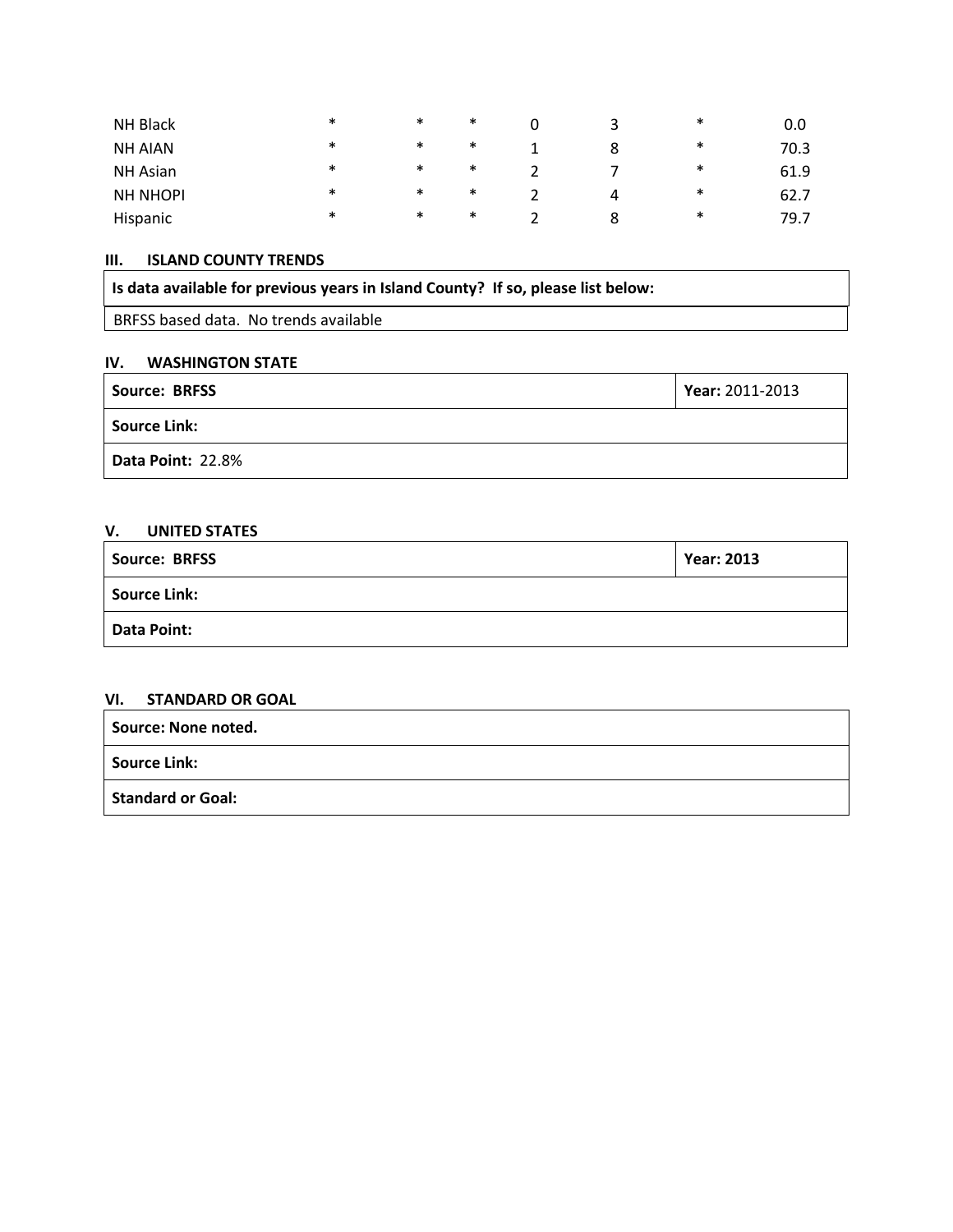| | | | | | | | |
|---|---|---|---|---|---|---|---|
| NH Black | * | * | * | 0 | 3 | * | 0.0 |
| NH AIAN | * | * | * | 1 | 8 | * | 70.3 |
| NH Asian | * | * | * | 2 | 7 | * | 61.9 |
| NH NHOPI | * | * | * | 2 | 4 | * | 62.7 |
| Hispanic | * | * | * | 2 | 8 | * | 79.7 |

### III. ISLAND COUNTY TRENDS

| **Is data available for previous years in Island County? If so, please list below:** |
|---|
| BRFSS based data. No trends available |

### IV. WASHINGTON STATE

| **Source: BRFSS** | **Year:** 2011-2013 |
|---|---|
| **Source Link:** | |
| **Data Point:** 22.8% | |

### V. UNITED STATES

| **Source: BRFSS** | **Year: 2013** |
|---|---|
| **Source Link:** | |
| **Data Point:** | |

### VI. STANDARD OR GOAL

| **Source: None noted.** |
|---|
| **Source Link:** |
| **Standard or Goal:** |